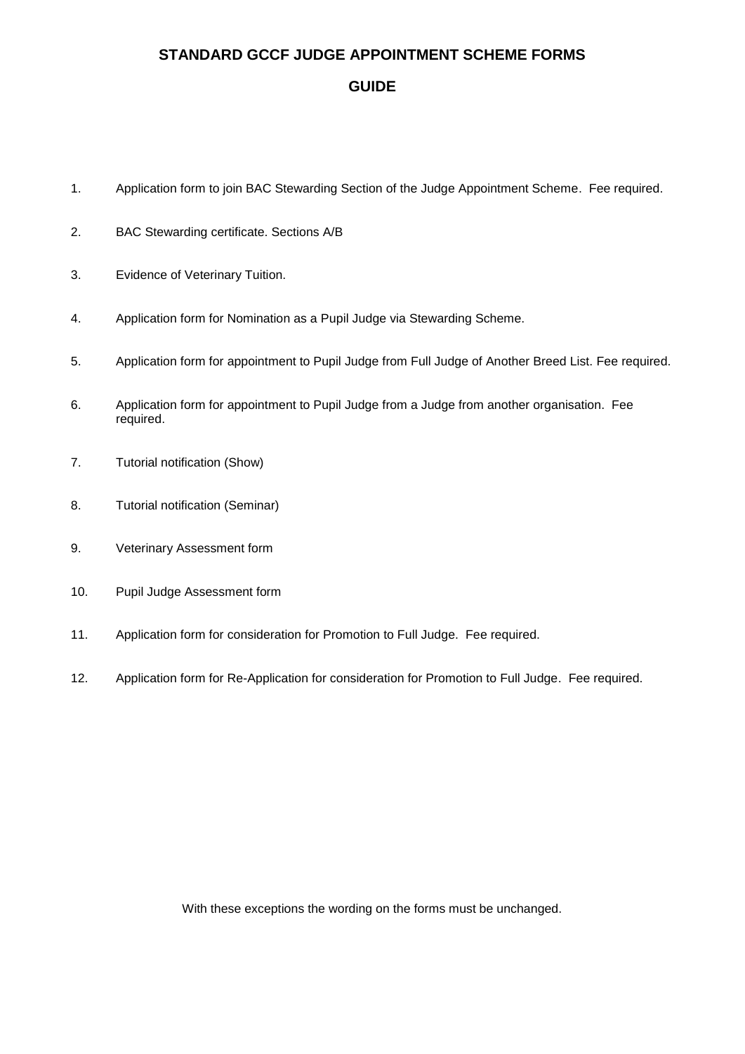# STANDARD GCCF JUDGE APPOINTMENT SCHEME FORMS

## GUIDE

1. Application form to join BAC Stewarding Section of the Judge Appointment Scheme. Fee required.

2. BAC Stewarding certificate. Sections A/B

3. Evidence of Veterinary Tuition.

4. Application form for Nomination as a Pupil Judge via Stewarding Scheme.

5. Application form for appointment to Pupil Judge from Full Judge of Another Breed List. Fee required.

6. Application form for appointment to Pupil Judge from a Judge from another organisation. Fee required.

7. Tutorial notification (Show)

8. Tutorial notification (Seminar)

9. Veterinary Assessment form

10. Pupil Judge Assessment form

11. Application form for consideration for Promotion to Full Judge. Fee required.

12. Application form for Re-Application for consideration for Promotion to Full Judge. Fee required.

With these exceptions the wording on the forms must be unchanged.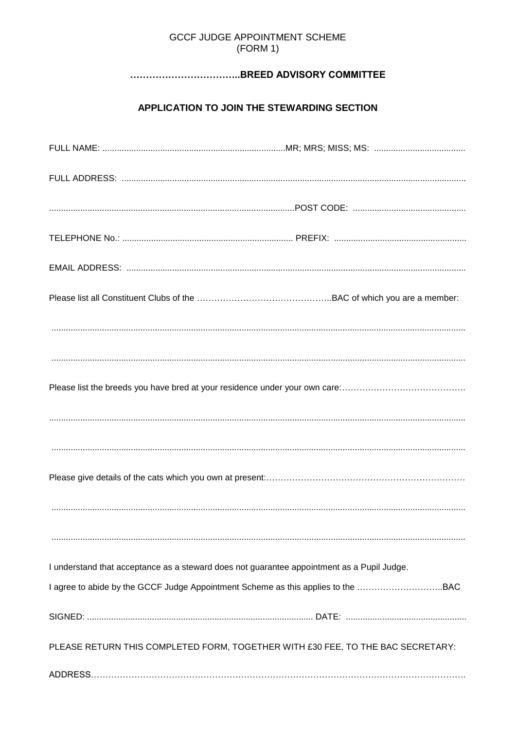GCCF JUDGE APPOINTMENT SCHEME
(FORM 1)

## ……………………………..BREED ADVISORY COMMITTEE

## APPLICATION TO JOIN THE STEWARDING SECTION

FULL NAME: ............................................................................MR; MRS; MISS; MS: ......................................

FULL ADDRESS: .............................................................................................................................................

......................................................................................................POST CODE: ...............................................

TELEPHONE No.: ....................................................................... PREFIX: .......................................................

EMAIL ADDRESS: ............................................................................................................................................

Please list all Constituent Clubs of the ………………………………………..BAC of which you are a member:

..........................................................................................................................................................................

..........................................................................................................................................................................

Please list the breeds you have bred at your residence under your own care:…………………………………….

..........................................................................................................................................................................

..........................................................................................................................................................................

Please give details of the cats which you own at present:……………………………………………………………

..........................................................................................................................................................................

..........................................................................................................................................................................

I understand that acceptance as a steward does not guarantee appointment as a Pupil Judge.

I agree to abide by the GCCF Judge Appointment Scheme as this applies to the ………………………..BAC

SIGNED: ............................................................................................. DATE: ..................................................

PLEASE RETURN THIS COMPLETED FORM, TOGETHER WITH £30 FEE, TO THE BAC SECRETARY:

ADDRESS…………………………………………………………………………………………………………….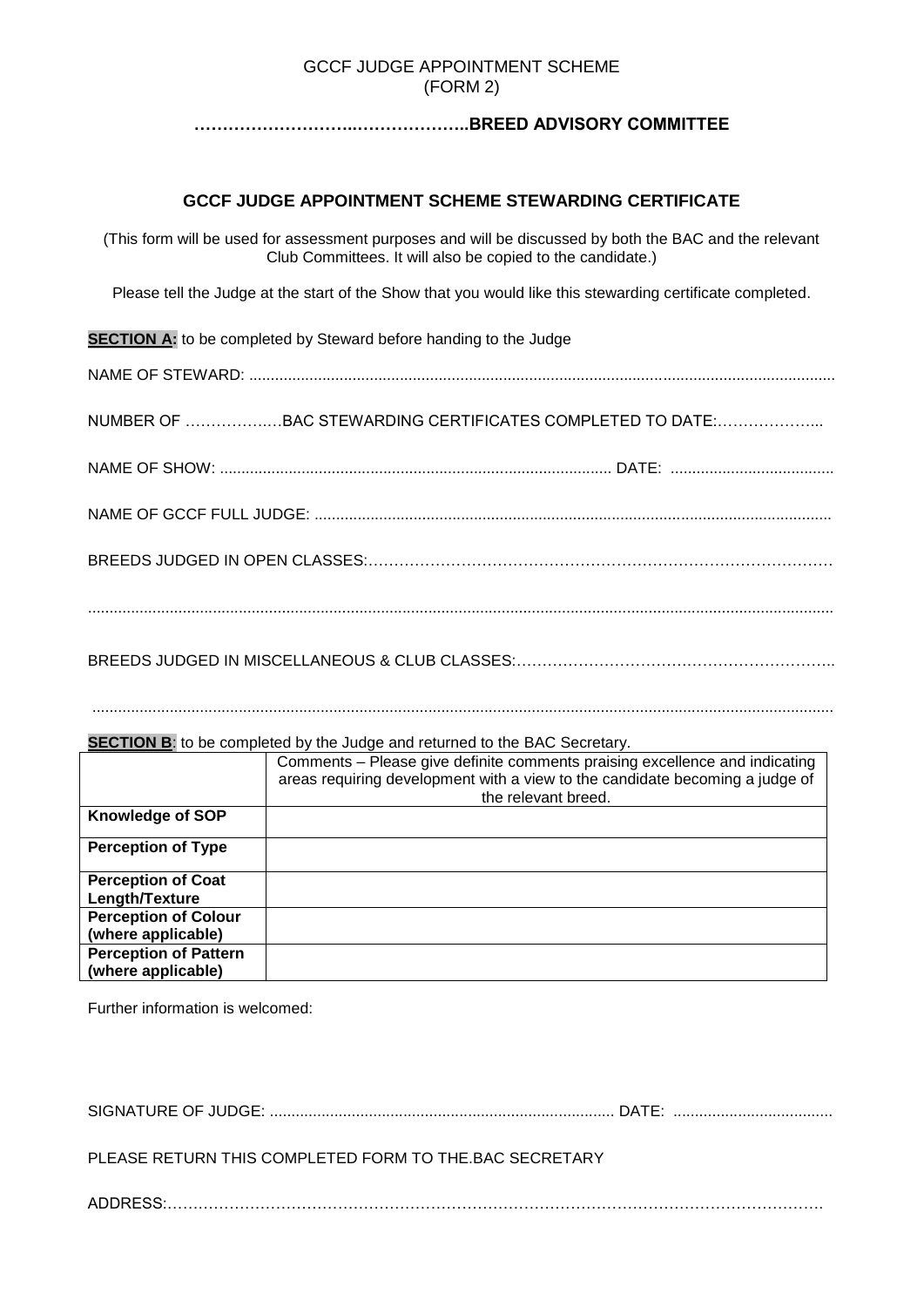GCCF JUDGE APPOINTMENT SCHEME
(FORM 2)

**………………………..………………..BREED ADVISORY COMMITTEE**

## GCCF JUDGE APPOINTMENT SCHEME STEWARDING CERTIFICATE

(This form will be used for assessment purposes and will be discussed by both the BAC and the relevant Club Committees. It will also be copied to the candidate.)

Please tell the Judge at the start of the Show that you would like this stewarding certificate completed.

**SECTION A:** to be completed by Steward before handing to the Judge

NAME OF STEWARD: ......................................................................................................................................

NUMBER OF ……………….BAC STEWARDING CERTIFICATES COMPLETED TO DATE:………………...

NAME OF SHOW: .......................................................................................... DATE: .....................................

NAME OF GCCF FULL JUDGE: .....................................................................................................................

BREEDS JUDGED IN OPEN CLASSES:………………………………………………………………………………

..........................................................................................................................................................................

BREEDS JUDGED IN MISCELLANEOUS & CLUB CLASSES:……………………………………………………..

..........................................................................................................................................................................

**SECTION B**: to be completed by the Judge and returned to the BAC Secretary.

| | Comments – Please give definite comments praising excellence and indicating areas requiring development with a view to the candidate becoming a judge of the relevant breed. |
|---|---|
| **Knowledge of SOP** | |
| **Perception of Type** | |
| **Perception of Coat Length/Texture** | |
| **Perception of Colour (where applicable)** | |
| **Perception of Pattern (where applicable)** | |

Further information is welcomed:

SIGNATURE OF JUDGE: ............................................................................... DATE: ....................................

PLEASE RETURN THIS COMPLETED FORM TO THE.BAC SECRETARY

ADDRESS:……………………………………………………………………………………………………………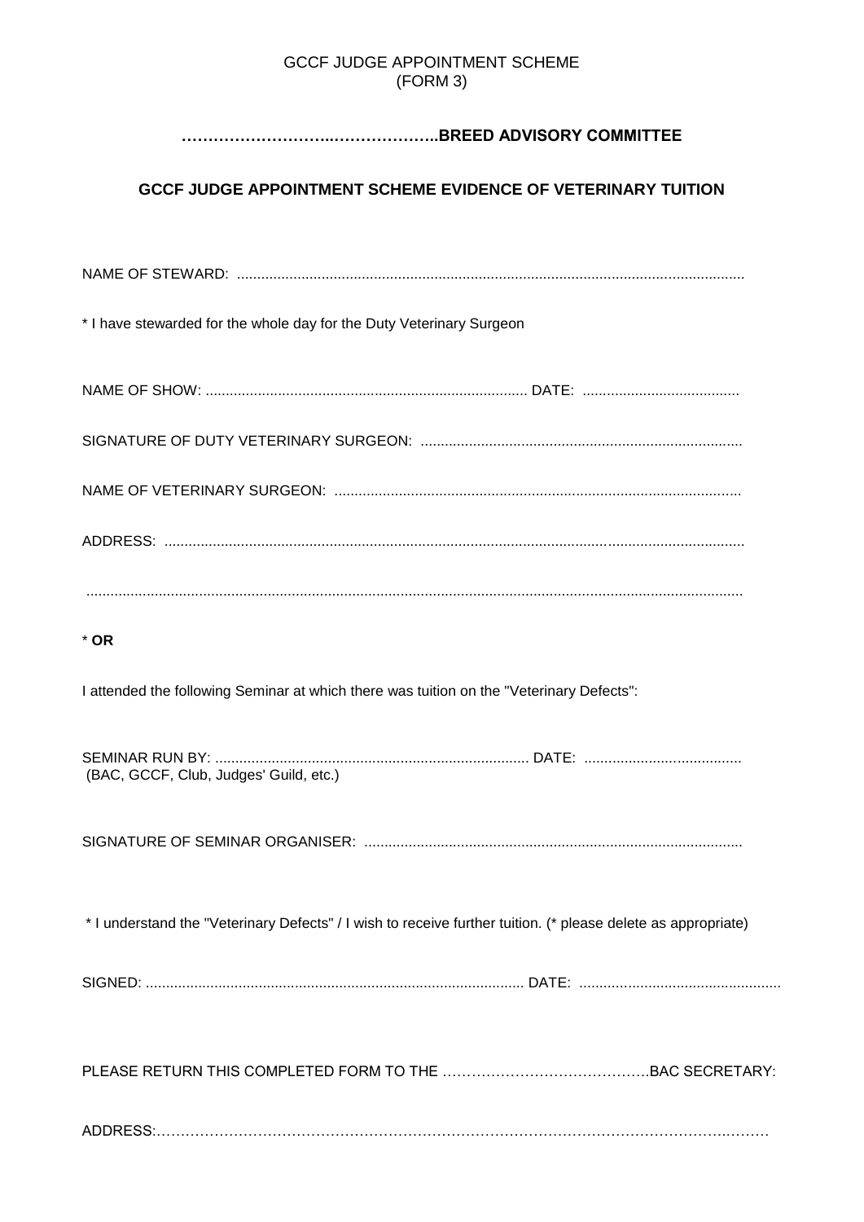GCCF JUDGE APPOINTMENT SCHEME
(FORM 3)

**………………………..………………..BREED ADVISORY COMMITTEE**

## GCCF JUDGE APPOINTMENT SCHEME EVIDENCE OF VETERINARY TUITION

NAME OF STEWARD: ..........................................................................................................................

* I have stewarded for the whole day for the Duty Veterinary Surgeon

NAME OF SHOW: ................................................................................ DATE: .......................................

SIGNATURE OF DUTY VETERINARY SURGEON: ................................................................................

NAME OF VETERINARY SURGEON: ....................................................................................................

ADDRESS: ...............................................................................................................................................

...............................................................................................................................................................

* **OR**

I attended the following Seminar at which there was tuition on the "Veterinary Defects":

SEMINAR RUN BY: .............................................................................. DATE: .......................................
(BAC, GCCF, Club, Judges' Guild, etc.)

SIGNATURE OF SEMINAR ORGANISER: .............................................................................................

* I understand the "Veterinary Defects" / I wish to receive further tuition. (* please delete as appropriate)

SIGNED: ............................................................................................ DATE: .................................................

PLEASE RETURN THIS COMPLETED FORM TO THE …………………………………….BAC SECRETARY:

ADDRESS:………………………………………………………………………………………………………..………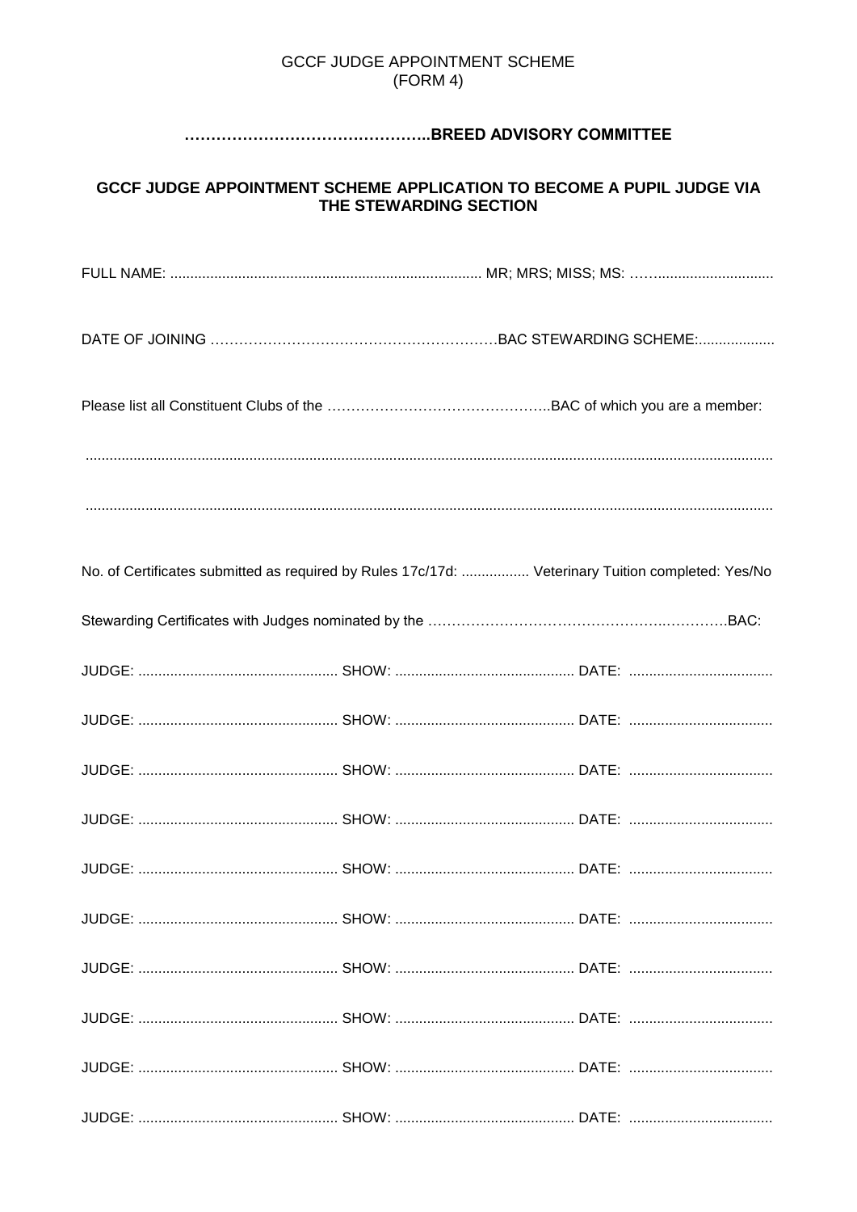GCCF JUDGE APPOINTMENT SCHEME
(FORM 4)

## ………………………………………..BREED ADVISORY COMMITTEE

## GCCF JUDGE APPOINTMENT SCHEME APPLICATION TO BECOME A PUPIL JUDGE VIA THE STEWARDING SECTION

FULL NAME: ............................................................................ MR; MRS; MISS; MS: ……............................

DATE OF JOINING ……………………………………………………BAC STEWARDING SCHEME:...................

Please list all Constituent Clubs of the ………………………………………..BAC of which you are a member:

.........................................................................................................................................................

.........................................................................................................................................................

No. of Certificates submitted as required by Rules 17c/17d: ................. Veterinary Tuition completed: Yes/No

Stewarding Certificates with Judges nominated by the …………………………………………..………..BAC:

JUDGE: .................................................. SHOW: ............................................ DATE: ....................................

JUDGE: .................................................. SHOW: ............................................ DATE: ....................................

JUDGE: .................................................. SHOW: ............................................ DATE: ....................................

JUDGE: .................................................. SHOW: ............................................ DATE: ....................................

JUDGE: .................................................. SHOW: ............................................ DATE: ....................................

JUDGE: .................................................. SHOW: ............................................ DATE: ....................................

JUDGE: .................................................. SHOW: ............................................ DATE: ....................................

JUDGE: .................................................. SHOW: ............................................ DATE: ....................................

JUDGE: .................................................. SHOW: ............................................ DATE: ....................................

JUDGE: .................................................. SHOW: ............................................ DATE: ....................................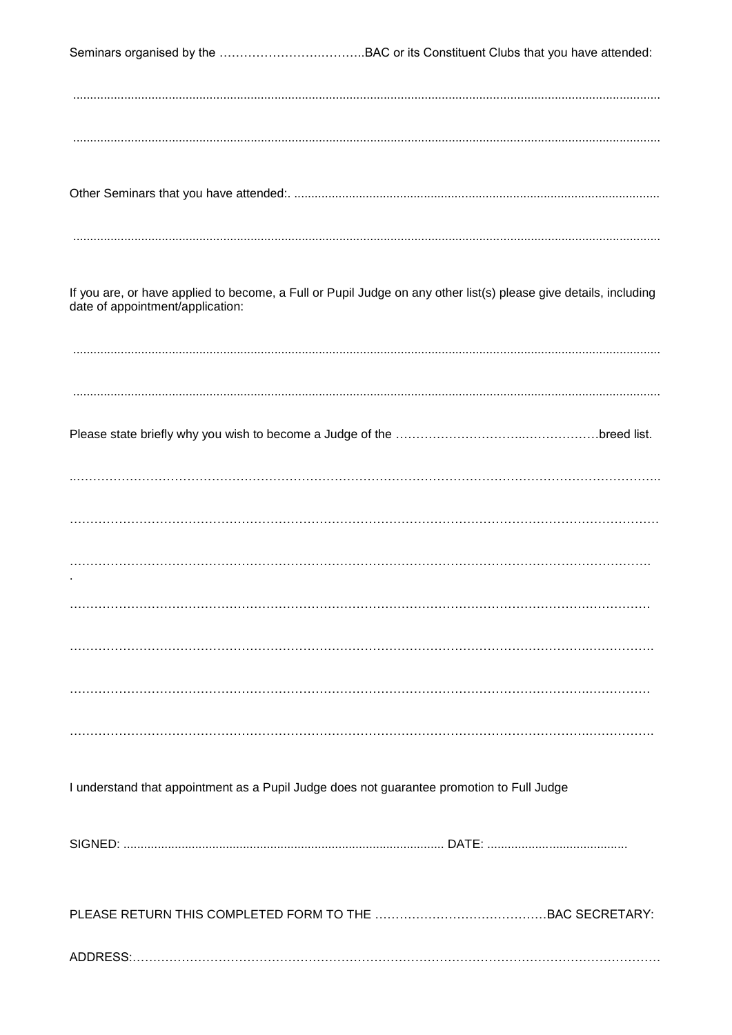Seminars organised by the ……………………….……..BAC or its Constituent Clubs that you have attended:

........................................................................................................................................................................

........................................................................................................................................................................

Other Seminars that you have attended:. ..........................................................................................................

........................................................................................................................................................................

If you are, or have applied to become, a Full or Pupil Judge on any other list(s) please give details, including date of appointment/application:

........................................................................................................................................................................

........................................................................................................................................................................

Please state briefly why you wish to become a Judge of the …………………………..………………breed list.

……………………………………………………………………………………………………………………..

……………………………………………………………………………………………………………………

…………………………………………………………………………………………………………………….

……………………………………………………………………………………………………………………

…………………………………………………………………………………………………………………….

……………………………………………………………………………………………………………………

…………………………………………………………………………………………………………………….

I understand that appointment as a Pupil Judge does not guarantee promotion to Full Judge

SIGNED: .............................................................................................. DATE: .........................................

PLEASE RETURN THIS COMPLETED FORM TO THE ……………………………………BAC SECRETARY:

ADDRESS:……………………………………………………………………………………………………………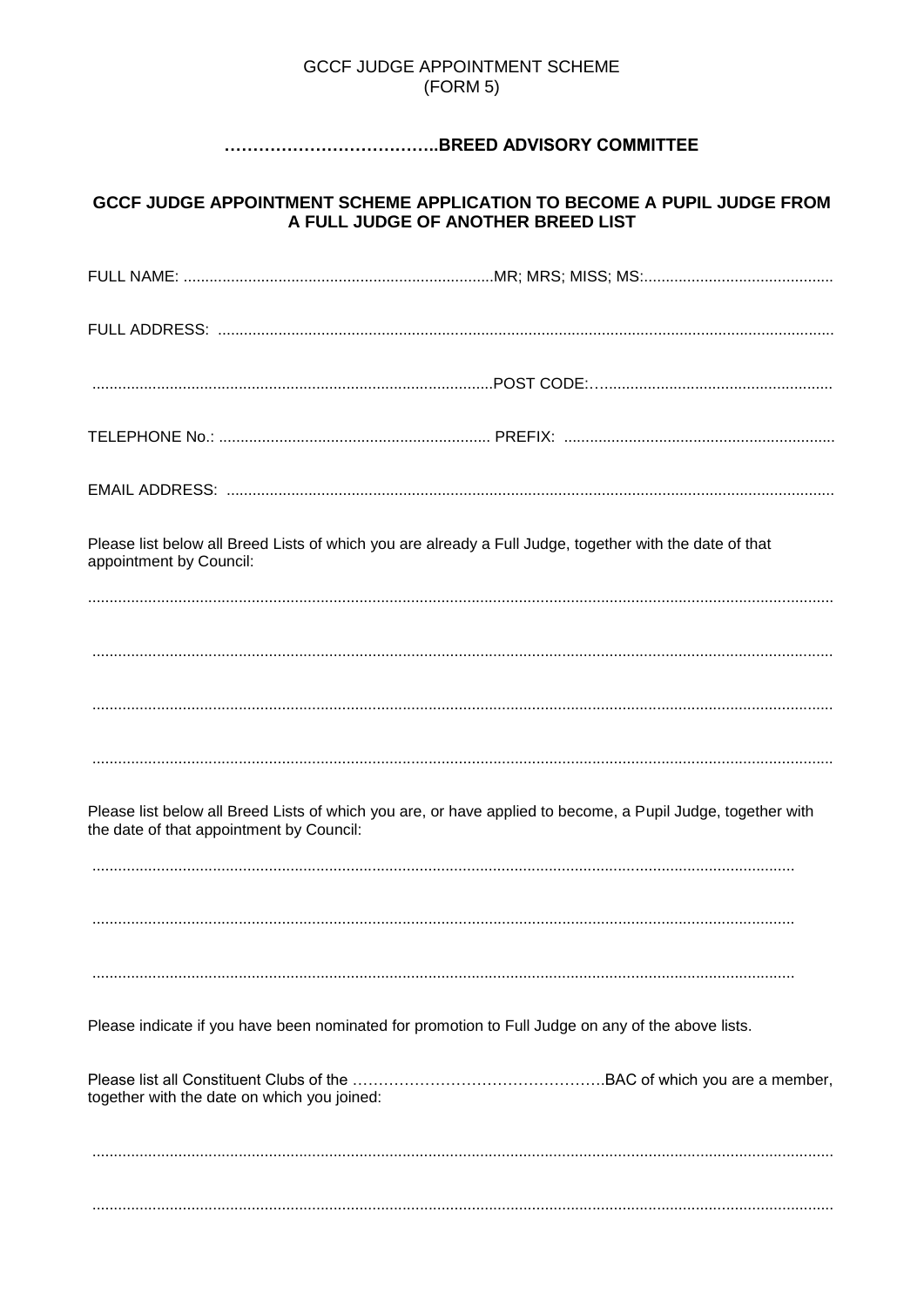GCCF JUDGE APPOINTMENT SCHEME
(FORM 5)

**………………………………..BREED ADVISORY COMMITTEE**

**GCCF JUDGE APPOINTMENT SCHEME APPLICATION TO BECOME A PUPIL JUDGE FROM A FULL JUDGE OF ANOTHER BREED LIST**

FULL NAME: ........................................................................MR; MRS; MISS; MS:............................................

FULL ADDRESS: ...................................................................................................................................................

...........................................................................................POST CODE:…....................................................

TELEPHONE No.: ............................................................... PREFIX: ...............................................................

EMAIL ADDRESS: ...............................................................................................................................................

Please list below all Breed Lists of which you are already a Full Judge, together with the date of that appointment by Council:

.............................................................................................................................................................................

.............................................................................................................................................................................

.............................................................................................................................................................................

.............................................................................................................................................................................

Please list below all Breed Lists of which you are, or have applied to become, a Pupil Judge, together with the date of that appointment by Council:

.......................................................................................................................................................

.......................................................................................................................................................

.......................................................................................................................................................

Please indicate if you have been nominated for promotion to Full Judge on any of the above lists.

Please list all Constituent Clubs of the ………………………………………….BAC of which you are a member, together with the date on which you joined:

.............................................................................................................................................................................

.............................................................................................................................................................................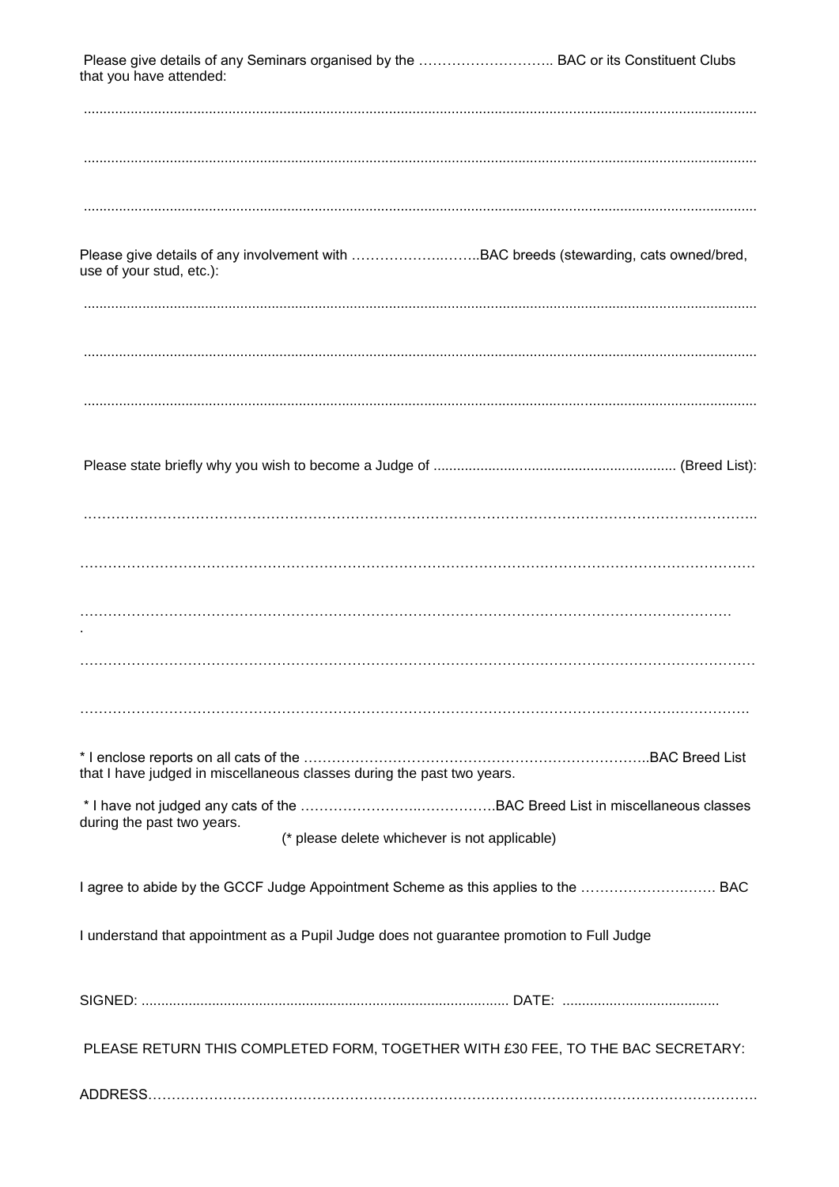Please give details of any Seminars organised by the ……………………….. BAC or its Constituent Clubs that you have attended:

.......................................................................................................................................................

.......................................................................................................................................................

.......................................................................................................................................................

Please give details of any involvement with ……………….……..BAC breeds (stewarding, cats owned/bred, use of your stud, etc.):

.......................................................................................................................................................

.......................................................................................................................................................

.......................................................................................................................................................

Please state briefly why you wish to become a Judge of ............................................................ (Breed List):

………………………………………………………………………………………………………………………..

………………………………………………………………………………………………………………………

……………………………………………………………………………………………………………………
.

………………………………………………………………………………………………………………………

……………………………………………………………………………………………………………………….

\* I enclose reports on all cats of the ………………………………………………………………..BAC Breed List that I have judged in miscellaneous classes during the past two years.

\* I have not judged any cats of the ……………………….…………….BAC Breed List in miscellaneous classes during the past two years.

(\* please delete whichever is not applicable)

I agree to abide by the GCCF Judge Appointment Scheme as this applies to the ………………………. BAC

I understand that appointment as a Pupil Judge does not guarantee promotion to Full Judge

SIGNED: ............................................................................................ DATE: .......................................

PLEASE RETURN THIS COMPLETED FORM, TOGETHER WITH £30 FEE, TO THE BAC SECRETARY:

ADDRESS……………………………………………………………………………………………………………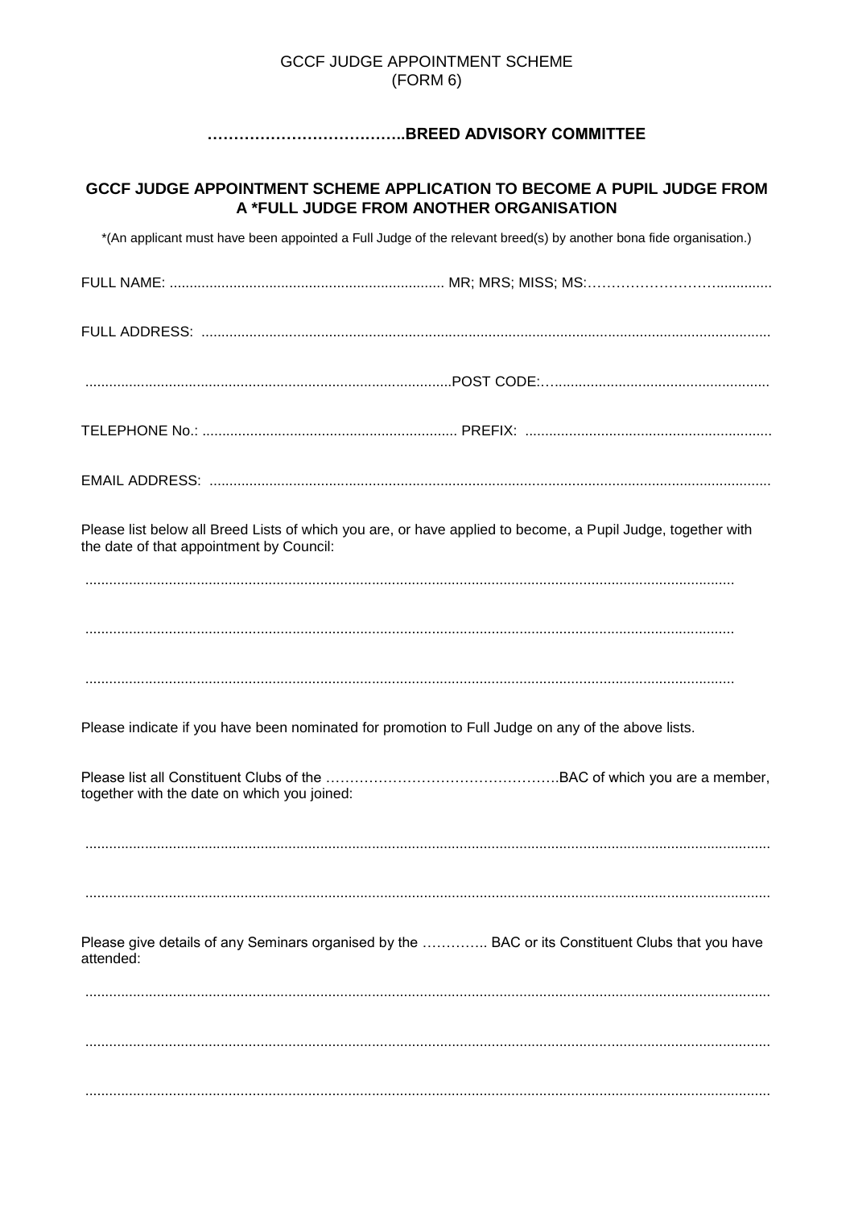GCCF JUDGE APPOINTMENT SCHEME
(FORM 6)

**………………………………..BREED ADVISORY COMMITTEE**

**GCCF JUDGE APPOINTMENT SCHEME APPLICATION TO BECOME A PUPIL JUDGE FROM A *FULL JUDGE FROM ANOTHER ORGANISATION**

*(An applicant must have been appointed a Full Judge of the relevant breed(s) by another bona fide organisation.)

FULL NAME: ...................................................................... MR; MRS; MISS; MS:……………………….............

FULL ADDRESS: ..............................................................................................................................................

.........................................................................................POST CODE:…......................................................

TELEPHONE No.: ............................................................... PREFIX: .............................................................

EMAIL ADDRESS: ............................................................................................................................................

Please list below all Breed Lists of which you are, or have applied to become, a Pupil Judge, together with the date of that appointment by Council:

.................................................................................................................................................................

.................................................................................................................................................................

.................................................................................................................................................................

Please indicate if you have been nominated for promotion to Full Judge on any of the above lists.

Please list all Constituent Clubs of the ………………………………………….BAC of which you are a member, together with the date on which you joined:

.........................................................................................................................................................................

.........................................................................................................................................................................

Please give details of any Seminars organised by the ………….. BAC or its Constituent Clubs that you have attended:

.........................................................................................................................................................................

.........................................................................................................................................................................

.........................................................................................................................................................................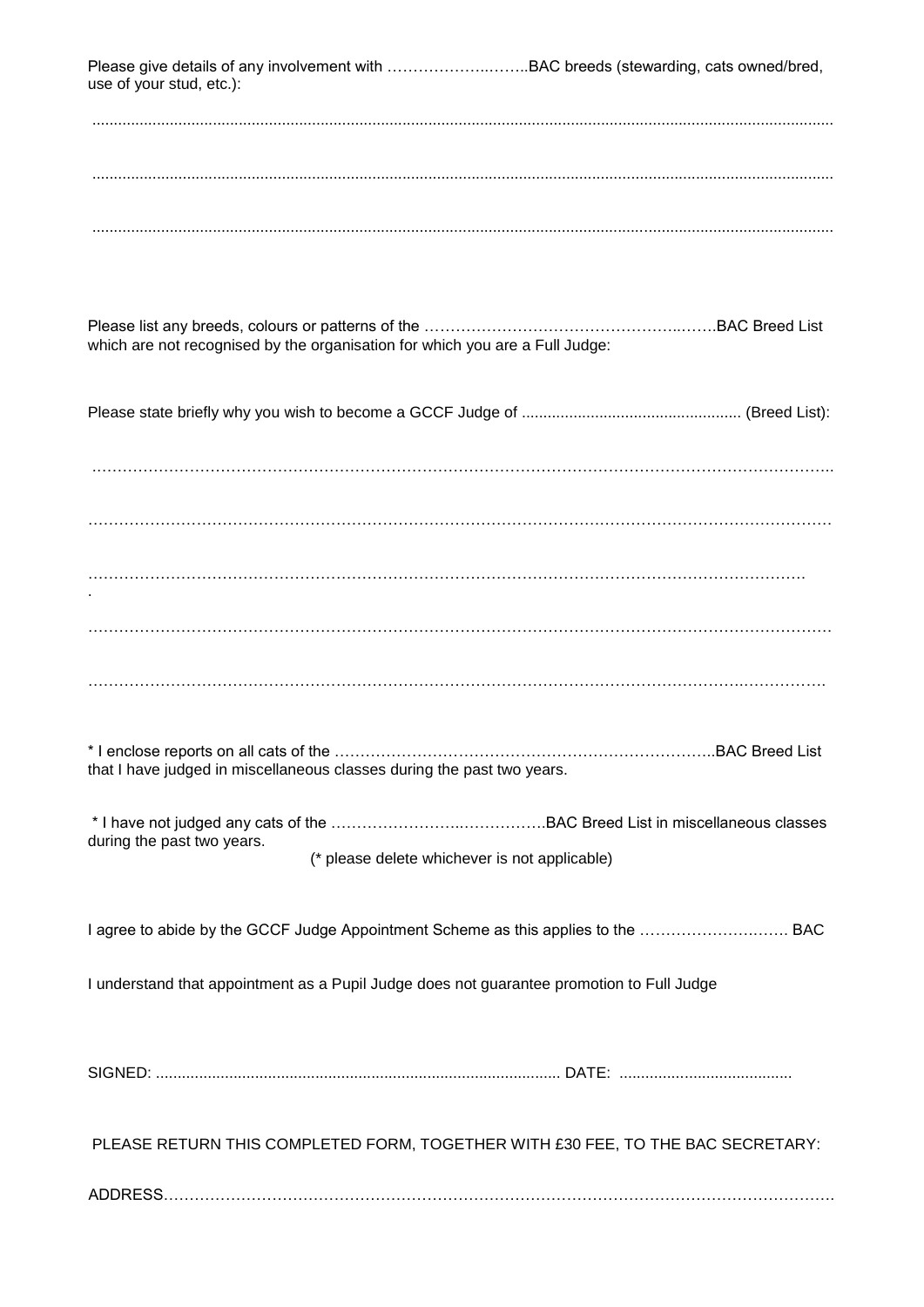Please give details of any involvement with ………………..……..BAC breeds (stewarding, cats owned/bred, use of your stud, etc.):

..........................................................................................................................................................

..........................................................................................................................................................

..........................................................................................................................................................

Please list any breeds, colours or patterns of the ……………………………………………..…….BAC Breed List which are not recognised by the organisation for which you are a Full Judge:

Please state briefly why you wish to become a GCCF Judge of .................................................. (Breed List):

……………………………………………………………………………………………………………………….

……………………………………………………………………………………………………………………….

……………………………………………………………………………………………………………………….

……………………………………………………………………………………………………………………….

……………………………………………………………………………………………………………………….

* I enclose reports on all cats of the ………………………………………………………………..BAC Breed List that I have judged in miscellaneous classes during the past two years.

* I have not judged any cats of the ……………………..……………..BAC Breed List in miscellaneous classes during the past two years.

(* please delete whichever is not applicable)

I agree to abide by the GCCF Judge Appointment Scheme as this applies to the ………………….……. BAC

I understand that appointment as a Pupil Judge does not guarantee promotion to Full Judge

SIGNED: ............................................................................................ DATE: ........................................

PLEASE RETURN THIS COMPLETED FORM, TOGETHER WITH £30 FEE, TO THE BAC SECRETARY:

ADDRESS…………………………………………………………………………………………………………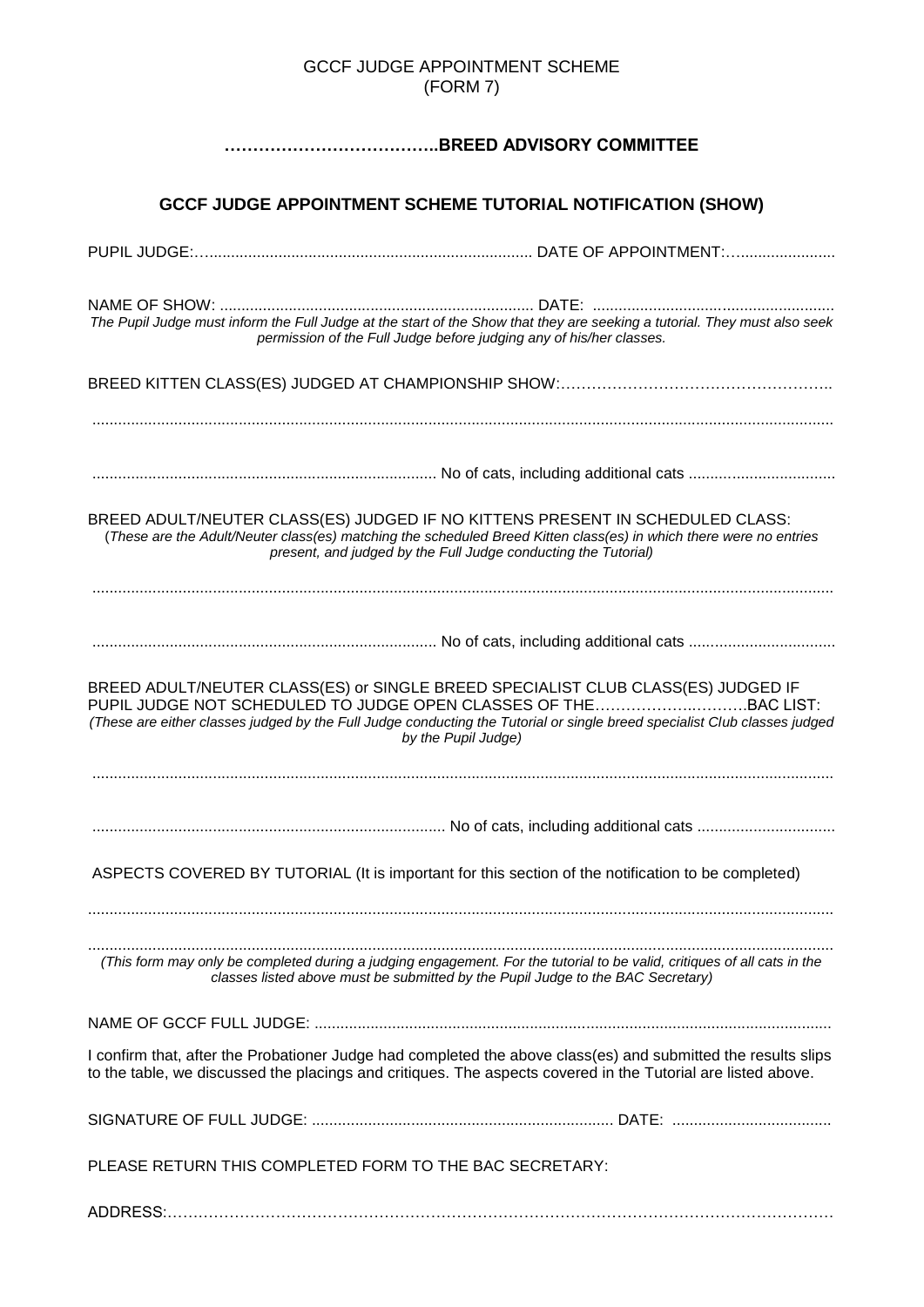GCCF JUDGE APPOINTMENT SCHEME
(FORM 7)

## ………………………………..BREED ADVISORY COMMITTEE

## GCCF JUDGE APPOINTMENT SCHEME TUTORIAL NOTIFICATION (SHOW)

PUPIL JUDGE:…......................................................................... DATE OF APPOINTMENT:….......................

NAME OF SHOW: ......................................................................... DATE: .......................................................

*The Pupil Judge must inform the Full Judge at the start of the Show that they are seeking a tutorial. They must also seek permission of the Full Judge before judging any of his/her classes.*

BREED KITTEN CLASS(ES) JUDGED AT CHAMPIONSHIP SHOW:……………………………………………..

.........................................................................................................................................................

............................................................................... No of cats, including additional cats ..................................

BREED ADULT/NEUTER CLASS(ES) JUDGED IF NO KITTENS PRESENT IN SCHEDULED CLASS:
(*These are the Adult/Neuter class(es) matching the scheduled Breed Kitten class(es) in which there were no entries present, and judged by the Full Judge conducting the Tutorial)*

.........................................................................................................................................................

............................................................................... No of cats, including additional cats ..................................

BREED ADULT/NEUTER CLASS(ES) or SINGLE BREED SPECIALIST CLUB CLASS(ES) JUDGED IF PUPIL JUDGE NOT SCHEDULED TO JUDGE OPEN CLASSES OF THE……………..……….BAC LIST:
*(These are either classes judged by the Full Judge conducting the Tutorial or single breed specialist Club classes judged by the Pupil Judge)*

.........................................................................................................................................................

................................................................................. No of cats, including additional cats ................................

ASPECTS COVERED BY TUTORIAL (It is important for this section of the notification to be completed)

.........................................................................................................................................................

.........................................................................................................................................................

*(This form may only be completed during a judging engagement. For the tutorial to be valid, critiques of all cats in the classes listed above must be submitted by the Pupil Judge to the BAC Secretary)*

NAME OF GCCF FULL JUDGE: .......................................................................................................................

I confirm that, after the Probationer Judge had completed the above class(es) and submitted the results slips to the table, we discussed the placings and critiques. The aspects covered in the Tutorial are listed above.

SIGNATURE OF FULL JUDGE: ...................................................................... DATE: .....................................

PLEASE RETURN THIS COMPLETED FORM TO THE BAC SECRETARY:

ADDRESS:………………………………………………………………………………………………………………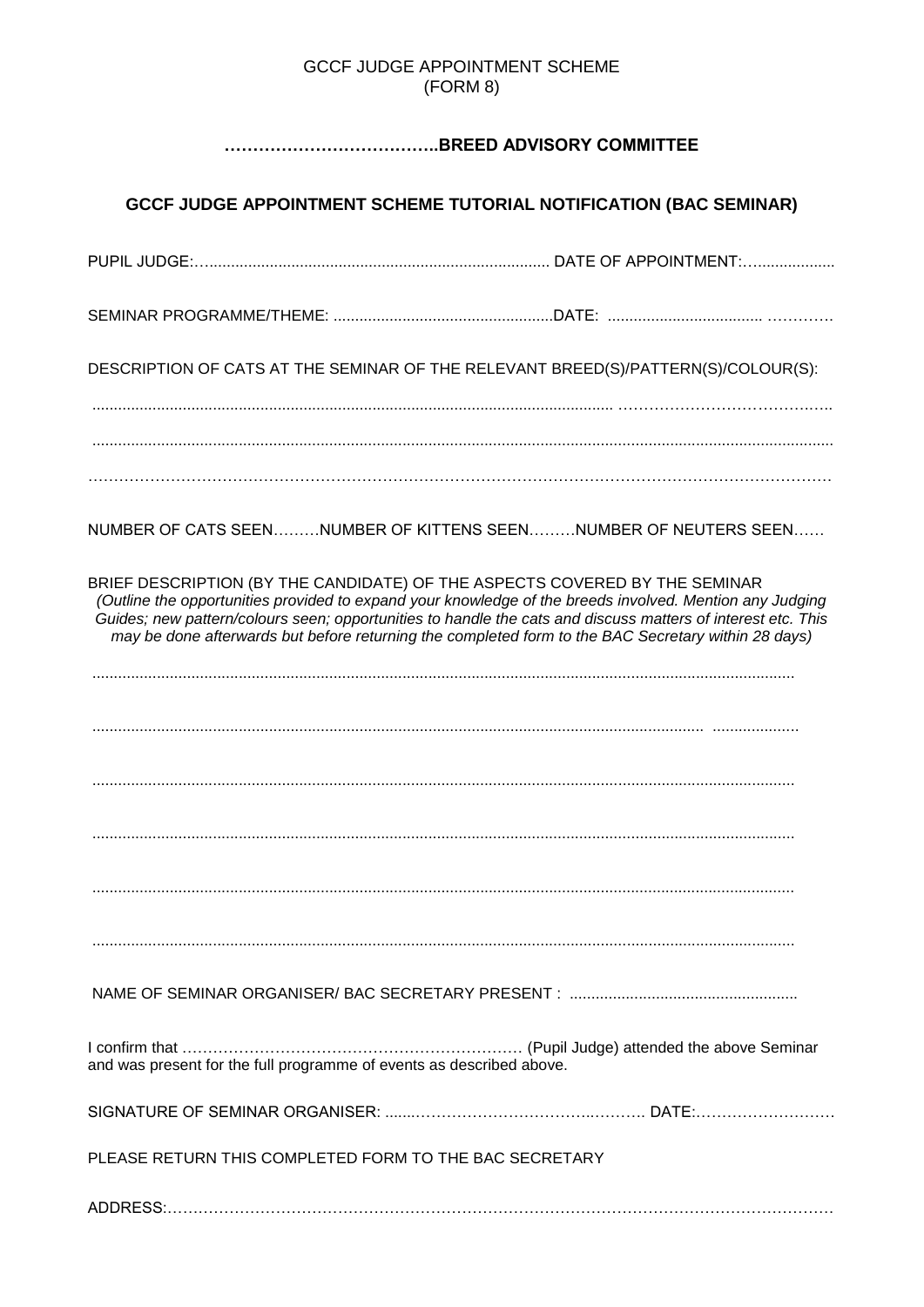GCCF JUDGE APPOINTMENT SCHEME
(FORM 8)

**………………………………..BREED ADVISORY COMMITTEE**

**GCCF JUDGE APPOINTMENT SCHEME TUTORIAL NOTIFICATION (BAC SEMINAR)**

PUPIL JUDGE:…............................................................................. DATE OF APPOINTMENT:…..................

SEMINAR PROGRAMME/THEME: ..................................................DATE: ................................... ……….

DESCRIPTION OF CATS AT THE SEMINAR OF THE RELEVANT BREED(S)/PATTERN(S)/COLOUR(S):

........................................................................................................................ ……………………………….

..............................................................................................................................................................

…………………………………………………………………………………………………………………

NUMBER OF CATS SEEN………NUMBER OF KITTENS SEEN………NUMBER OF NEUTERS SEEN……

BRIEF DESCRIPTION (BY THE CANDIDATE) OF THE ASPECTS COVERED BY THE SEMINAR
*(Outline the opportunities provided to expand your knowledge of the breeds involved. Mention any Judging Guides; new pattern/colours seen; opportunities to handle the cats and discuss matters of interest etc. This may be done afterwards but before returning the completed form to the BAC Secretary within 28 days)*

................................................................................................................................................

.............................................................................................................................. ....................

................................................................................................................................................

................................................................................................................................................

................................................................................................................................................

................................................................................................................................................

NAME OF SEMINAR ORGANISER/ BAC SECRETARY PRESENT : ....................................................

I confirm that ………………………………………………………… (Pupil Judge) attended the above Seminar and was present for the full programme of events as described above.

SIGNATURE OF SEMINAR ORGANISER: .......…………………………..………. DATE:………………………

PLEASE RETURN THIS COMPLETED FORM TO THE BAC SECRETARY

ADDRESS:…………………………………………………………………………………………………………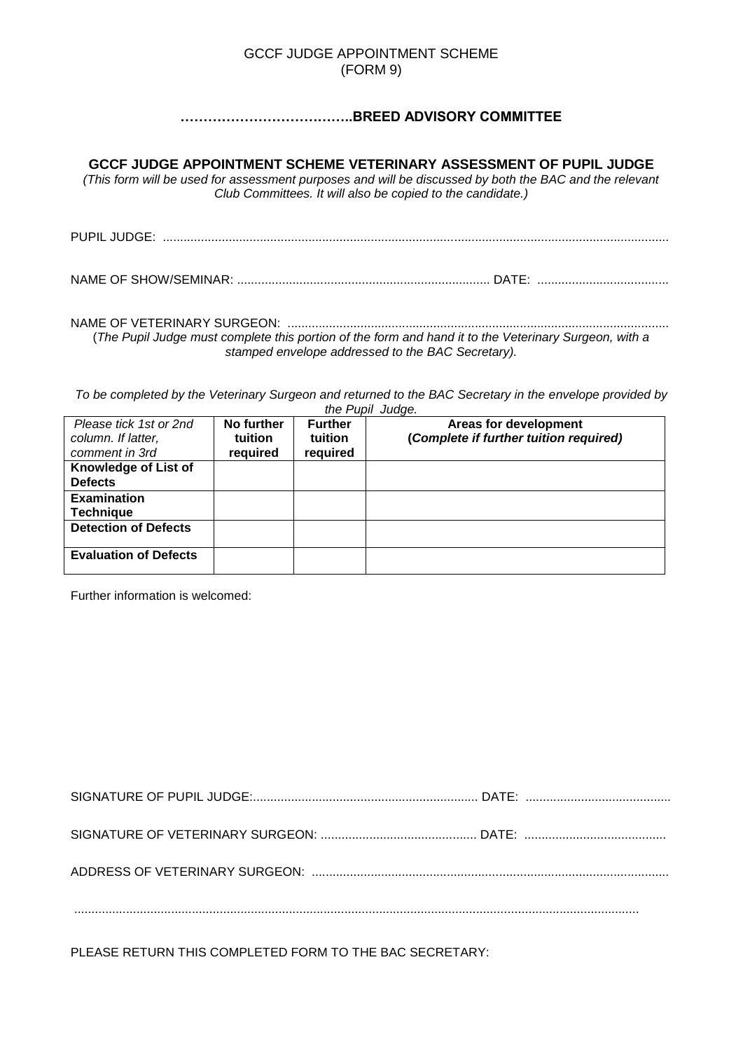GCCF JUDGE APPOINTMENT SCHEME
(FORM 9)

## ……………………………….BREED ADVISORY COMMITTEE

### GCCF JUDGE APPOINTMENT SCHEME VETERINARY ASSESSMENT OF PUPIL JUDGE

*(This form will be used for assessment purposes and will be discussed by both the BAC and the relevant Club Committees. It will also be copied to the candidate.)*

PUPIL JUDGE: ..............................................................................................................................................

NAME OF SHOW/SEMINAR: ......................................................................... DATE: ......................................

NAME OF VETERINARY SURGEON: ............................................................................................................
(*The Pupil Judge must complete this portion of the form and hand it to the Veterinary Surgeon, with a stamped envelope addressed to the BAC Secretary).*

*To be completed by the Veterinary Surgeon and returned to the BAC Secretary in the envelope provided by the Pupil Judge.*

| *Please tick 1st or 2nd column. If latter, comment in 3rd* | **No further tuition required** | **Further tuition required** | **Areas for development (*Complete if further tuition required*)** |
|---|---|---|---|
| **Knowledge of List of Defects** | | | |
| **Examination Technique** | | | |
| **Detection of Defects** | | | |
| **Evaluation of Defects** | | | |

Further information is welcomed:

SIGNATURE OF PUPIL JUDGE:................................................................. DATE: ..........................................

SIGNATURE OF VETERINARY SURGEON: ............................................. DATE: .........................................

ADDRESS OF VETERINARY SURGEON: ......................................................................................................

.................................................................................................................................................................

PLEASE RETURN THIS COMPLETED FORM TO THE BAC SECRETARY: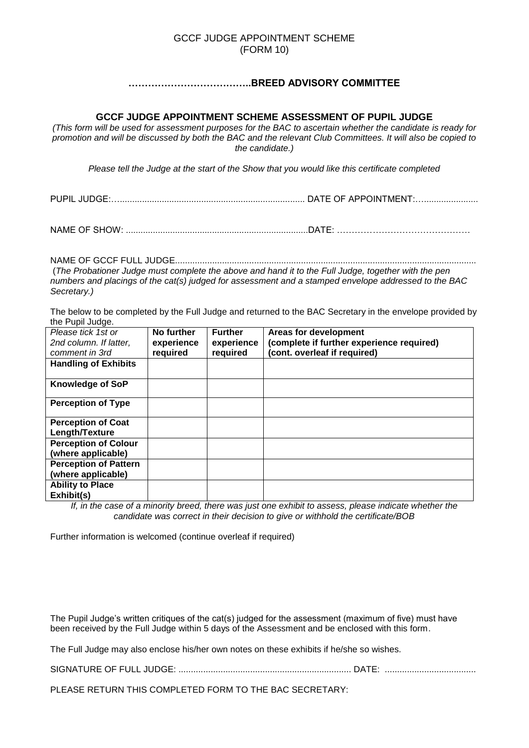GCCF JUDGE APPOINTMENT SCHEME
(FORM 10)

**………………………………..BREED ADVISORY COMMITTEE**

**GCCF JUDGE APPOINTMENT SCHEME ASSESSMENT OF PUPIL JUDGE**

*(This form will be used for assessment purposes for the BAC to ascertain whether the candidate is ready for promotion and will be discussed by both the BAC and the relevant Club Committees. It will also be copied to the candidate.)*

*Please tell the Judge at the start of the Show that you would like this certificate completed*

PUPIL JUDGE:…......................................................................... DATE OF APPOINTMENT:….....................

NAME OF SHOW: .........................................................................DATE: ………………………………………

NAME OF GCCF FULL JUDGE.........................................................................................................................

(*The Probationer Judge must complete the above and hand it to the Full Judge, together with the pen numbers and placings of the cat(s) judged for assessment and a stamped envelope addressed to the BAC Secretary.)*

The below to be completed by the Full Judge and returned to the BAC Secretary in the envelope provided by the Pupil Judge.

| *Please tick 1st or 2nd column. If latter, comment in 3rd* | **No further experience required** | **Further experience required** | **Areas for development (complete if further experience required) (cont. overleaf if required)** |
|---|---|---|---|
| **Handling of Exhibits** | | | |
| **Knowledge of SoP** | | | |
| **Perception of Type** | | | |
| **Perception of Coat Length/Texture** | | | |
| **Perception of Colour (where applicable)** | | | |
| **Perception of Pattern (where applicable)** | | | |
| **Ability to Place Exhibit(s)** | | | |

*If, in the case of a minority breed, there was just one exhibit to assess, please indicate whether the candidate was correct in their decision to give or withhold the certificate/BOB*

Further information is welcomed (continue overleaf if required)

The Pupil Judge's written critiques of the cat(s) judged for the assessment (maximum of five) must have been received by the Full Judge within 5 days of the Assessment and be enclosed with this form.

The Full Judge may also enclose his/her own notes on these exhibits if he/she so wishes.

SIGNATURE OF FULL JUDGE: ...................................................................... DATE: .....................................

PLEASE RETURN THIS COMPLETED FORM TO THE BAC SECRETARY: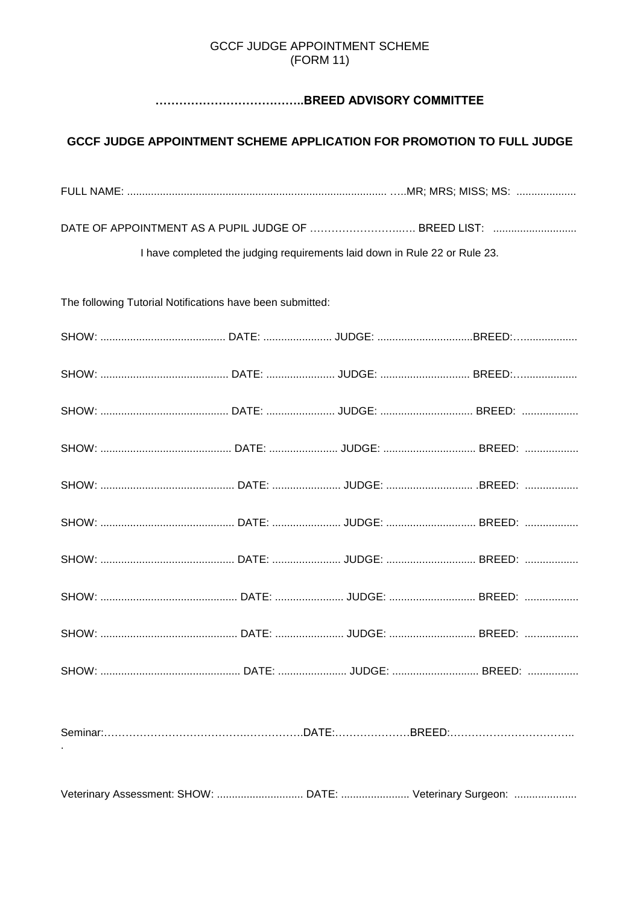GCCF JUDGE APPOINTMENT SCHEME
(FORM 11)

**………………………………..BREED ADVISORY COMMITTEE**

**GCCF JUDGE APPOINTMENT SCHEME APPLICATION FOR PROMOTION TO FULL JUDGE**

FULL NAME: ...................................................................................... …..MR; MRS; MISS; MS: ....................

DATE OF APPOINTMENT AS A PUPIL JUDGE OF ……………………..…. BREED LIST: ............................

I have completed the judging requirements laid down in Rule 22 or Rule 23.

The following Tutorial Notifications have been submitted:

SHOW: .......................................... DATE: ....................... JUDGE: ................................BREED:…..................

SHOW: ........................................... DATE: ....................... JUDGE: .............................. BREED:…..................

SHOW: ........................................... DATE: ....................... JUDGE: ............................... BREED: ...................

SHOW: ............................................ DATE: ....................... JUDGE: ............................... BREED: ..................

SHOW: ............................................. DATE: ....................... JUDGE: ............................. .BREED: ..................

SHOW: ............................................. DATE: ....................... JUDGE: .............................. BREED: ..................

SHOW: ............................................. DATE: ....................... JUDGE: .............................. BREED: ..................

SHOW: .............................................. DATE: ....................... JUDGE: ............................. BREED: ..................

SHOW: .............................................. DATE: ....................... JUDGE: ............................. BREED: ..................

SHOW: ............................................... DATE: ....................... JUDGE: ............................. BREED: .................

Seminar:……………………………………..…………..DATE:…………………BREED:……………………………..
.

Veterinary Assessment: SHOW: ............................. DATE: ....................... Veterinary Surgeon: .....................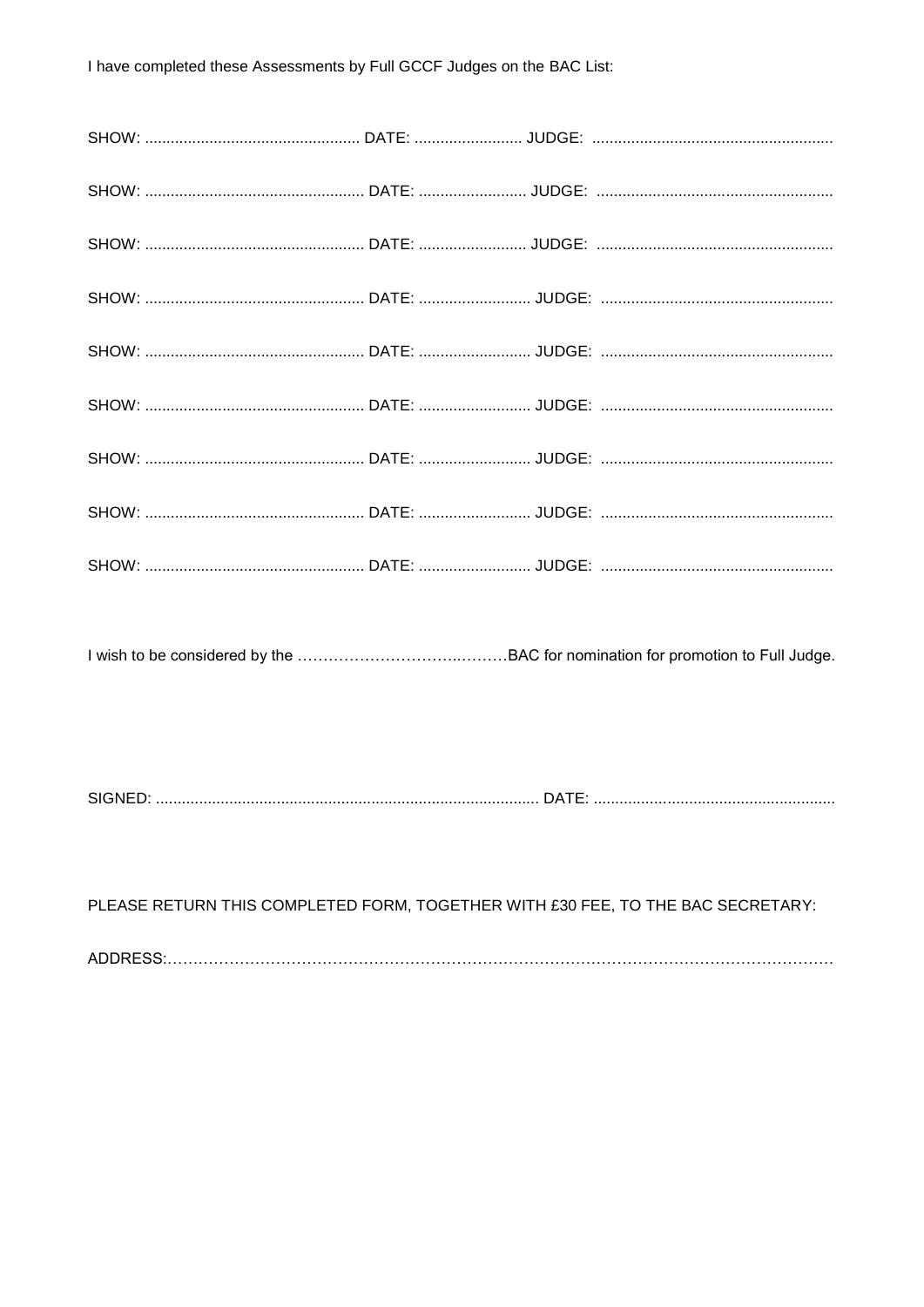I have completed these Assessments by Full GCCF Judges on the BAC List:

SHOW: .................................................. DATE: ......................... JUDGE: .......................................................

SHOW: .................................................. DATE: ......................... JUDGE: .......................................................

SHOW: .................................................. DATE: ......................... JUDGE: .......................................................

SHOW: .................................................. DATE: ......................... JUDGE: .......................................................

SHOW: .................................................. DATE: ......................... JUDGE: .......................................................

SHOW: .................................................. DATE: ......................... JUDGE: .......................................................

SHOW: .................................................. DATE: ......................... JUDGE: .......................................................

SHOW: .................................................. DATE: ......................... JUDGE: .......................................................

SHOW: .................................................. DATE: ......................... JUDGE: .......................................................

I wish to be considered by the …………………………….………BAC for nomination for promotion to Full Judge.

SIGNED: ........................................................................................ DATE: .......................................................

PLEASE RETURN THIS COMPLETED FORM, TOGETHER WITH £30 FEE, TO THE BAC SECRETARY:

ADDRESS:…………………………………………………………………………………………………………………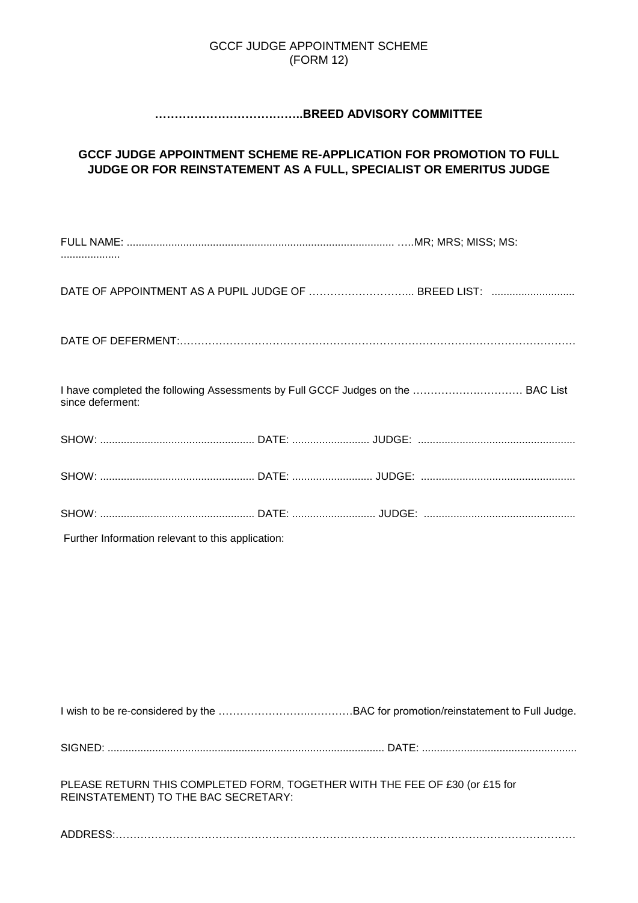GCCF JUDGE APPOINTMENT SCHEME
(FORM 12)

**………………………………..BREED ADVISORY COMMITTEE**

**GCCF JUDGE APPOINTMENT SCHEME RE-APPLICATION FOR PROMOTION TO FULL JUDGE OR FOR REINSTATEMENT AS A FULL, SPECIALIST OR EMERITUS JUDGE**

FULL NAME: ......................................................................................... …..MR; MRS; MISS; MS: ....................

DATE OF APPOINTMENT AS A PUPIL JUDGE OF ………………………... BREED LIST: ............................

DATE OF DEFERMENT:……………………………………………………………………………………………

I have completed the following Assessments by Full GCCF Judges on the …………………………… BAC List since deferment:

SHOW: .................................................... DATE: .......................... JUDGE: ....................................................

SHOW: .................................................... DATE: ........................... JUDGE: ....................................................

SHOW: .................................................... DATE: ............................ JUDGE: ...................................................

Further Information relevant to this application:

I wish to be re-considered by the ……………………..…………BAC for promotion/reinstatement to Full Judge.

SIGNED: ............................................................................................ DATE: ....................................................

PLEASE RETURN THIS COMPLETED FORM, TOGETHER WITH THE FEE OF £30 (or £15 for REINSTATEMENT) TO THE BAC SECRETARY:

ADDRESS:……………………………………………………………………………………………………………